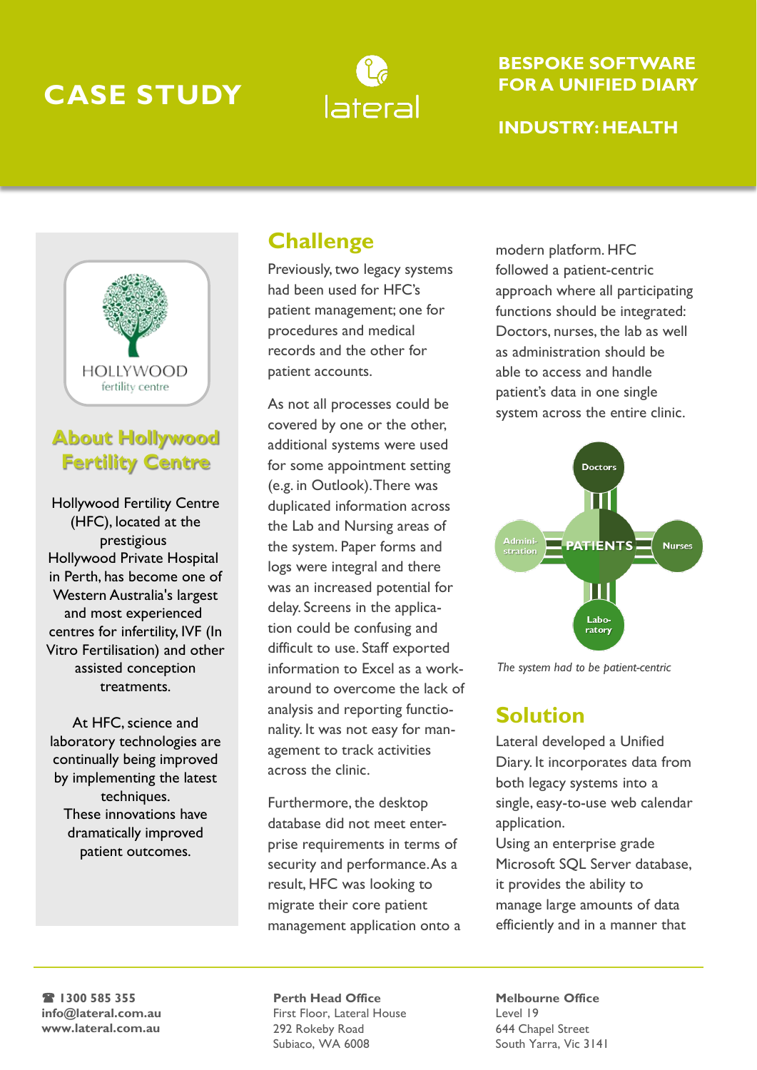# CASE STUDY

lateral

## BESPOKE SOFTWARE FOR A UNIFIED DIARY

## INDUSTRY: HEALTH

HOLLYWOOD fertility centre

### About Hollywood Fertility Centre

Hollywood Fertility Centre (HFC), located at the prestigious Hollywood Private Hospital in Perth, has become one of Western Australia's largest and most experienced centres for infertility, IVF (In Vitro Fertilisation) and other assisted conception treatments.

At HFC, science and laboratory technologies are continually being improved by implementing the latest techniques.
These innovations have dramatically improved patient outcomes.

## Challenge

Previously, two legacy systems had been used for HFC's patient management; one for procedures and medical records and the other for patient accounts.

As not all processes could be covered by one or the other, additional systems were used for some appointment setting (e.g. in Outlook). There was duplicated information across the Lab and Nursing areas of the system. Paper forms and logs were integral and there was an increased potential for delay. Screens in the application could be confusing and difficult to use. Staff exported information to Excel as a workaround to overcome the lack of analysis and reporting functionality. It was not easy for management to track activities across the clinic.

Furthermore, the desktop database did not meet enterprise requirements in terms of security and performance. As a result, HFC was looking to migrate their core patient management application onto a modern platform. HFC followed a patient-centric approach where all participating functions should be integrated: Doctors, nurses, the lab as well as administration should be able to access and handle patient's data in one single system across the entire clinic.

Doctors — PATIENTS — Nurses — Laboratory — Administration

*The system had to be patient-centric*

## Solution

Lateral developed a Unified Diary. It incorporates data from both legacy systems into a single, easy-to-use web calendar application.
Using an enterprise grade Microsoft SQL Server database, it provides the ability to manage large amounts of data efficiently and in a manner that

☎ 1300 585 355
info@lateral.com.au
www.lateral.com.au

**Perth Head Office**
First Floor, Lateral House
292 Rokeby Road
Subiaco, WA 6008

**Melbourne Office**
Level 19
644 Chapel Street
South Yarra, Vic 3141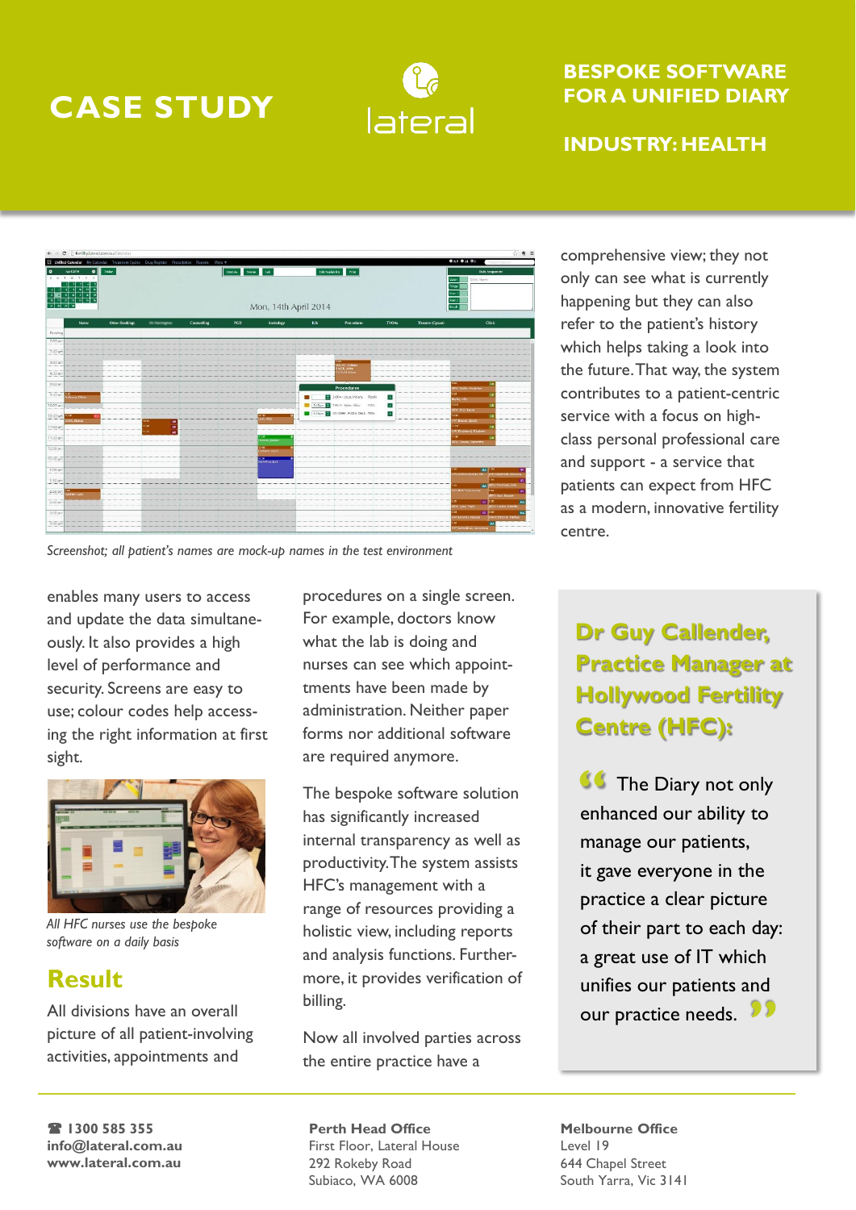# CASE STUDY

lateral

## BESPOKE SOFTWARE FOR A UNIFIED DIARY

## INDUSTRY: HEALTH

*Screenshot; all patient's names are mock-up names in the test environment*

enables many users to access and update the data simultaneously. It also provides a high level of performance and security. Screens are easy to use; colour codes help accessing the right information at first sight.

*All HFC nurses use the bespoke software on a daily basis*

## Result

All divisions have an overall picture of all patient-involving activities, appointments and procedures on a single screen. For example, doctors know what the lab is doing and nurses can see which appointments have been made by administration. Neither paper forms nor additional software are required anymore.

The bespoke software solution has significantly increased internal transparency as well as productivity. The system assists HFC's management with a range of resources providing a holistic view, including reports and analysis functions. Furthermore, it provides verification of billing.

Now all involved parties across the entire practice have a comprehensive view; they not only can see what is currently happening but they can also refer to the patient's history which helps taking a look into the future. That way, the system contributes to a patient-centric service with a focus on high-class personal professional care and support - a service that patients can expect from HFC as a modern, innovative fertility centre.

### Dr Guy Callender, Practice Manager at Hollywood Fertility Centre (HFC):

> "The Diary not only enhanced our ability to manage our patients, it gave everyone in the practice a clear picture of their part to each day: a great use of IT which unifies our patients and our practice needs."

**☎ 1300 585 355**
**info@lateral.com.au**
**www.lateral.com.au**

**Perth Head Office**
First Floor, Lateral House
292 Rokeby Road
Subiaco, WA 6008

**Melbourne Office**
Level 19
644 Chapel Street
South Yarra, Vic 3141